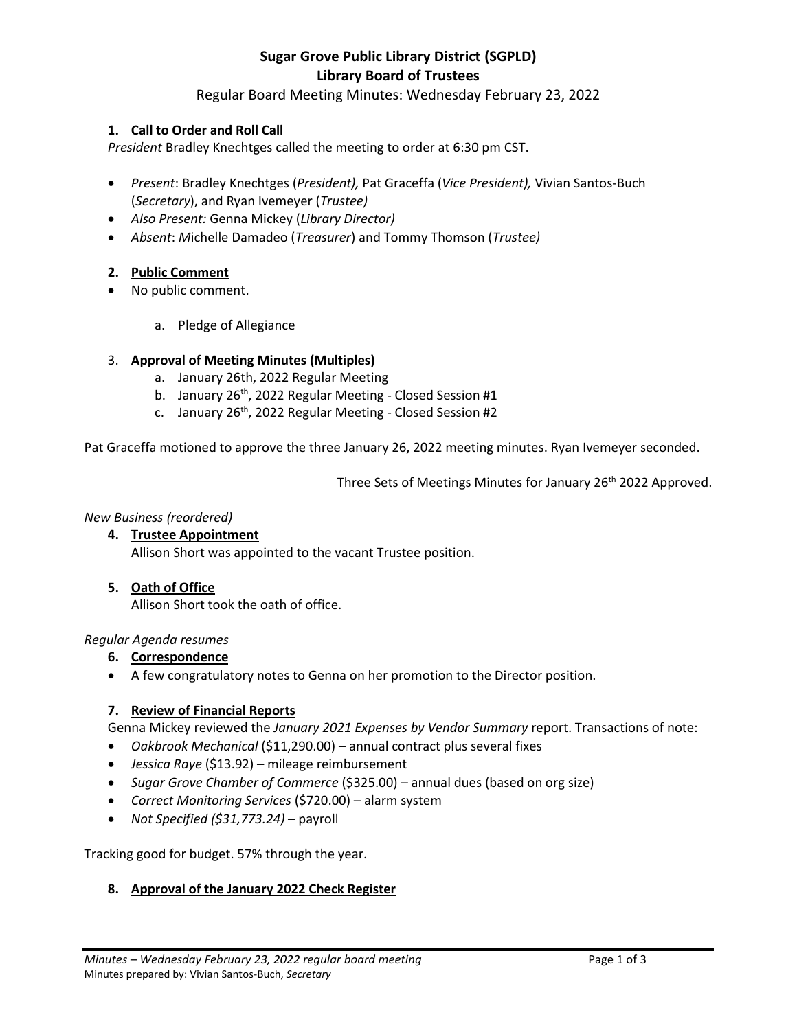# Sugar Grove Public Library District (SGPLD)
## Library Board of Trustees

Regular Board Meeting Minutes: Wednesday February 23, 2022

### 1. Call to Order and Roll Call

*President* Bradley Knechtges called the meeting to order at 6:30 pm CST.

- *Present*: Bradley Knechtges (*President),* Pat Graceffa (*Vice President),* Vivian Santos-Buch (*Secretary*), and Ryan Ivemeyer (*Trustee)*
- *Also Present:* Genna Mickey (*Library Director)*
- *Absent*: *M*ichelle Damadeo (*Treasurer*) and Tommy Thomson (*Trustee)*

### 2. Public Comment

- No public comment.
   a. Pledge of Allegiance

### 3. Approval of Meeting Minutes (Multiples)

   a. January 26th, 2022 Regular Meeting
   b. January 26th, 2022 Regular Meeting - Closed Session #1
   c. January 26th, 2022 Regular Meeting - Closed Session #2

Pat Graceffa motioned to approve the three January 26, 2022 meeting minutes. Ryan Ivemeyer seconded.

Three Sets of Meetings Minutes for January 26th 2022 Approved.

*New Business (reordered)*

### 4. Trustee Appointment

Allison Short was appointed to the vacant Trustee position.

### 5. Oath of Office

Allison Short took the oath of office.

*Regular Agenda resumes*

### 6. Correspondence

- A few congratulatory notes to Genna on her promotion to the Director position.

### 7. Review of Financial Reports

Genna Mickey reviewed the *January 2021 Expenses by Vendor Summary* report. Transactions of note:

- *Oakbrook Mechanical* ($11,290.00) – annual contract plus several fixes
- *Jessica Raye* ($13.92) – mileage reimbursement
- *Sugar Grove Chamber of Commerce* ($325.00) – annual dues (based on org size)
- *Correct Monitoring Services* ($720.00) – alarm system
- *Not Specified ($31,773.24)* – payroll

Tracking good for budget. 57% through the year.

### 8. Approval of the January 2022 Check Register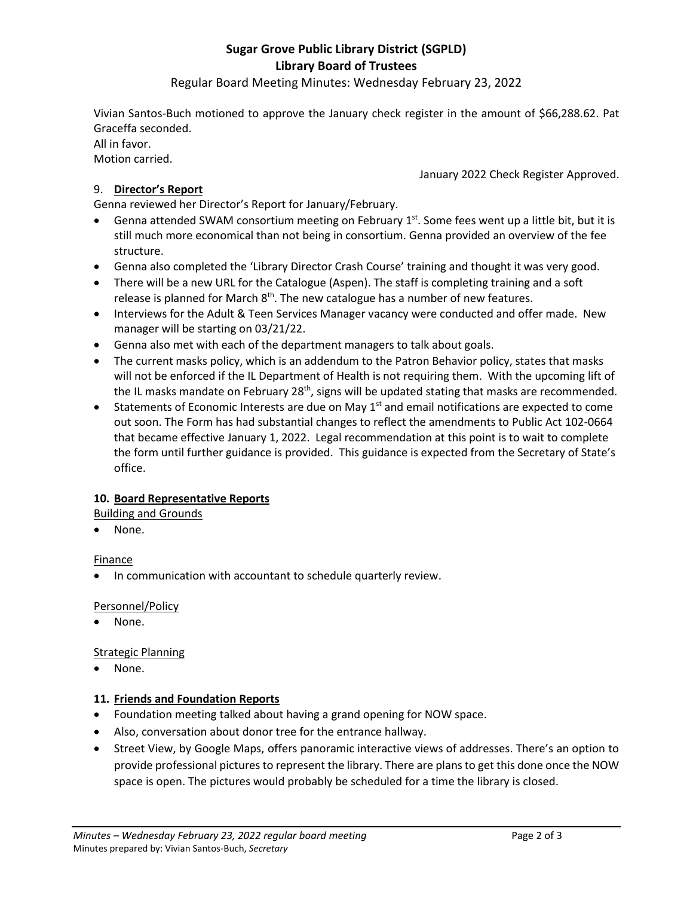Vivian Santos-Buch motioned to approve the January check register in the amount of $66,288.62. Pat Graceffa seconded.
All in favor.
Motion carried.

January 2022 Check Register Approved.

9. **Director's Report**

Genna reviewed her Director's Report for January/February.

- Genna attended SWAM consortium meeting on February 1st. Some fees went up a little bit, but it is still much more economical than not being in consortium. Genna provided an overview of the fee structure.
- Genna also completed the 'Library Director Crash Course' training and thought it was very good.
- There will be a new URL for the Catalogue (Aspen). The staff is completing training and a soft release is planned for March 8th. The new catalogue has a number of new features.
- Interviews for the Adult & Teen Services Manager vacancy were conducted and offer made. New manager will be starting on 03/21/22.
- Genna also met with each of the department managers to talk about goals.
- The current masks policy, which is an addendum to the Patron Behavior policy, states that masks will not be enforced if the IL Department of Health is not requiring them. With the upcoming lift of the IL masks mandate on February 28th, signs will be updated stating that masks are recommended.
- Statements of Economic Interests are due on May 1st and email notifications are expected to come out soon. The Form has had substantial changes to reflect the amendments to Public Act 102-0664 that became effective January 1, 2022. Legal recommendation at this point is to wait to complete the form until further guidance is provided. This guidance is expected from the Secretary of State's office.

**10. Board Representative Reports**

Building and Grounds

- None.

Finance

- In communication with accountant to schedule quarterly review.

Personnel/Policy

- None.

Strategic Planning

- None.

**11. Friends and Foundation Reports**

- Foundation meeting talked about having a grand opening for NOW space.
- Also, conversation about donor tree for the entrance hallway.
- Street View, by Google Maps, offers panoramic interactive views of addresses. There's an option to provide professional pictures to represent the library. There are plans to get this done once the NOW space is open. The pictures would probably be scheduled for a time the library is closed.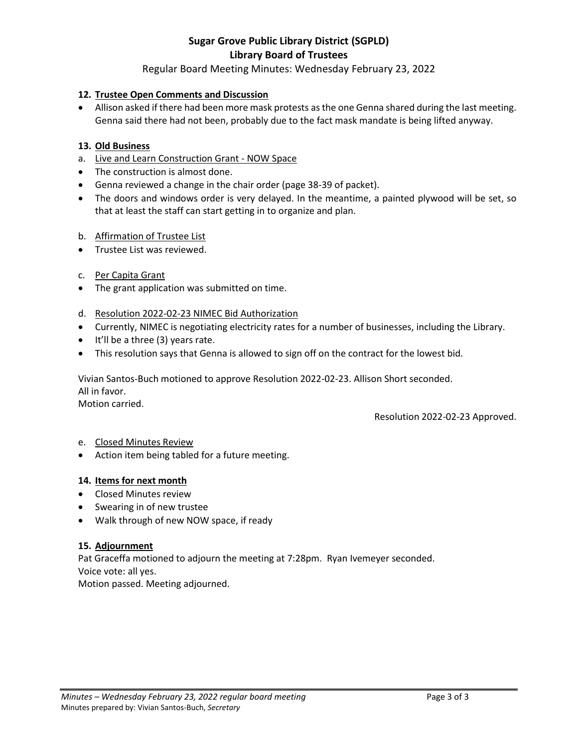**Sugar Grove Public Library District (SGPLD)**
**Library Board of Trustees**
Regular Board Meeting Minutes: Wednesday February 23, 2022

### 12. Trustee Open Comments and Discussion

- Allison asked if there had been more mask protests as the one Genna shared during the last meeting. Genna said there had not been, probably due to the fact mask mandate is being lifted anyway.

### 13. Old Business

a. Live and Learn Construction Grant - NOW Space

- The construction is almost done.
- Genna reviewed a change in the chair order (page 38-39 of packet).
- The doors and windows order is very delayed. In the meantime, a painted plywood will be set, so that at least the staff can start getting in to organize and plan.

b. Affirmation of Trustee List

- Trustee List was reviewed.

c. Per Capita Grant

- The grant application was submitted on time.

d. Resolution 2022-02-23 NIMEC Bid Authorization

- Currently, NIMEC is negotiating electricity rates for a number of businesses, including the Library.
- It'll be a three (3) years rate.
- This resolution says that Genna is allowed to sign off on the contract for the lowest bid.

Vivian Santos-Buch motioned to approve Resolution 2022-02-23. Allison Short seconded.
All in favor.
Motion carried.

Resolution 2022-02-23 Approved.

e. Closed Minutes Review

- Action item being tabled for a future meeting.

### 14. Items for next month

- Closed Minutes review
- Swearing in of new trustee
- Walk through of new NOW space, if ready

### 15. Adjournment

Pat Graceffa motioned to adjourn the meeting at 7:28pm. Ryan Ivemeyer seconded.
Voice vote: all yes.
Motion passed. Meeting adjourned.

Minutes prepared by: Vivian Santos-Buch, *Secretary*